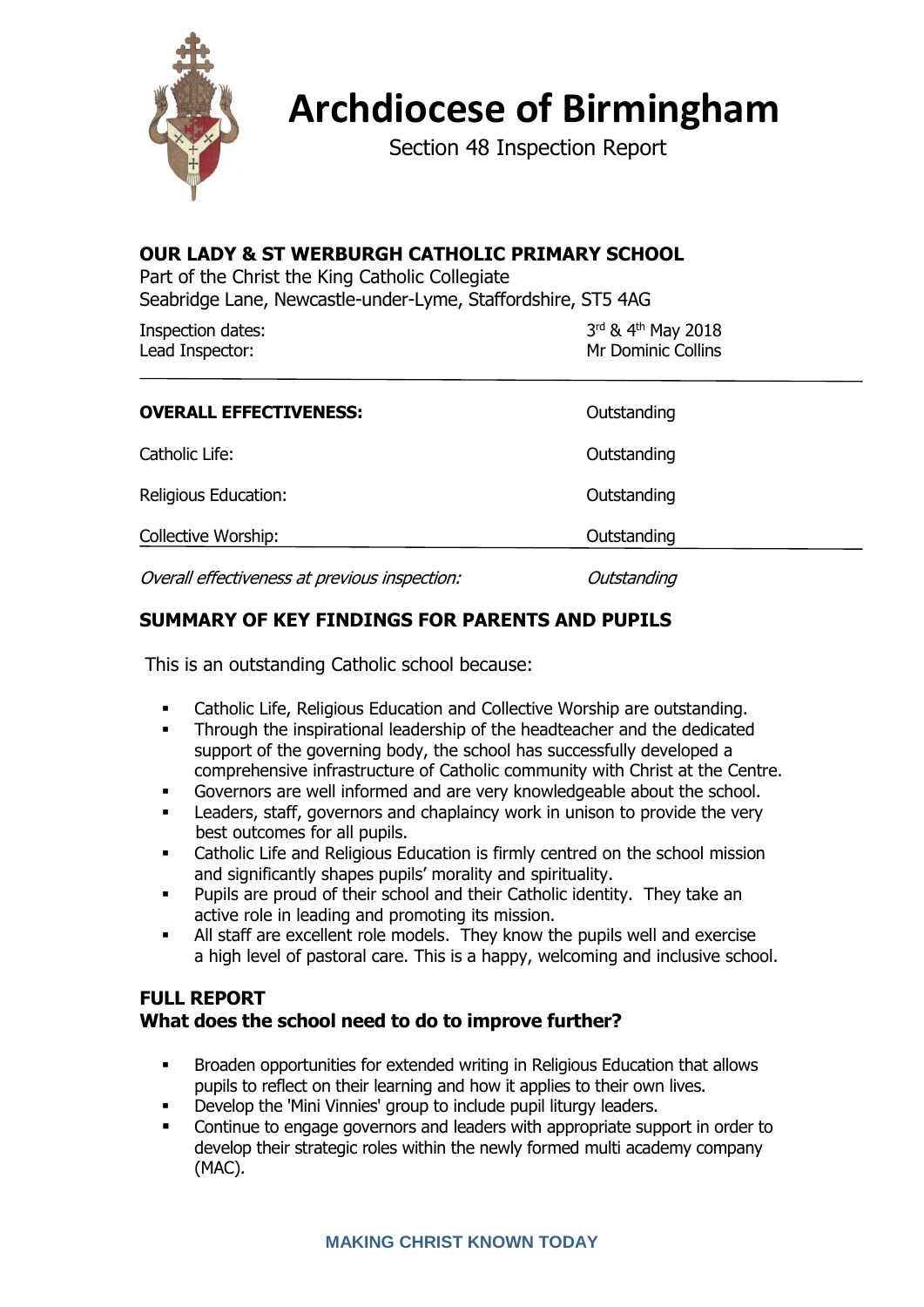# Archdiocese of Birmingham

Section 48 Inspection Report

**OUR LADY & ST WERBURGH CATHOLIC PRIMARY SCHOOL**

Part of the Christ the King Catholic Collegiate

Seabridge Lane, Newcastle-under-Lyme, Staffordshire, ST5 4AG

| | |
|---|---|
| Inspection dates: | 3rd & 4th May 2018 |
| Lead Inspector: | Mr Dominic Collins |

| | |
|---|---|
| **OVERALL EFFECTIVENESS:** | Outstanding |
| Catholic Life: | Outstanding |
| Religious Education: | Outstanding |
| Collective Worship: | Outstanding |
| *Overall effectiveness at previous inspection:* | *Outstanding* |

## SUMMARY OF KEY FINDINGS FOR PARENTS AND PUPILS

This is an outstanding Catholic school because:

- Catholic Life, Religious Education and Collective Worship are outstanding.
- Through the inspirational leadership of the headteacher and the dedicated support of the governing body, the school has successfully developed a comprehensive infrastructure of Catholic community with Christ at the Centre.
- Governors are well informed and are very knowledgeable about the school.
- Leaders, staff, governors and chaplaincy work in unison to provide the very best outcomes for all pupils.
- Catholic Life and Religious Education is firmly centred on the school mission and significantly shapes pupils' morality and spirituality.
- Pupils are proud of their school and their Catholic identity. They take an active role in leading and promoting its mission.
- All staff are excellent role models. They know the pupils well and exercise a high level of pastoral care. This is a happy, welcoming and inclusive school.

## FULL REPORT

### What does the school need to do to improve further?

- Broaden opportunities for extended writing in Religious Education that allows pupils to reflect on their learning and how it applies to their own lives.
- Develop the 'Mini Vinnies' group to include pupil liturgy leaders.
- Continue to engage governors and leaders with appropriate support in order to develop their strategic roles within the newly formed multi academy company (MAC).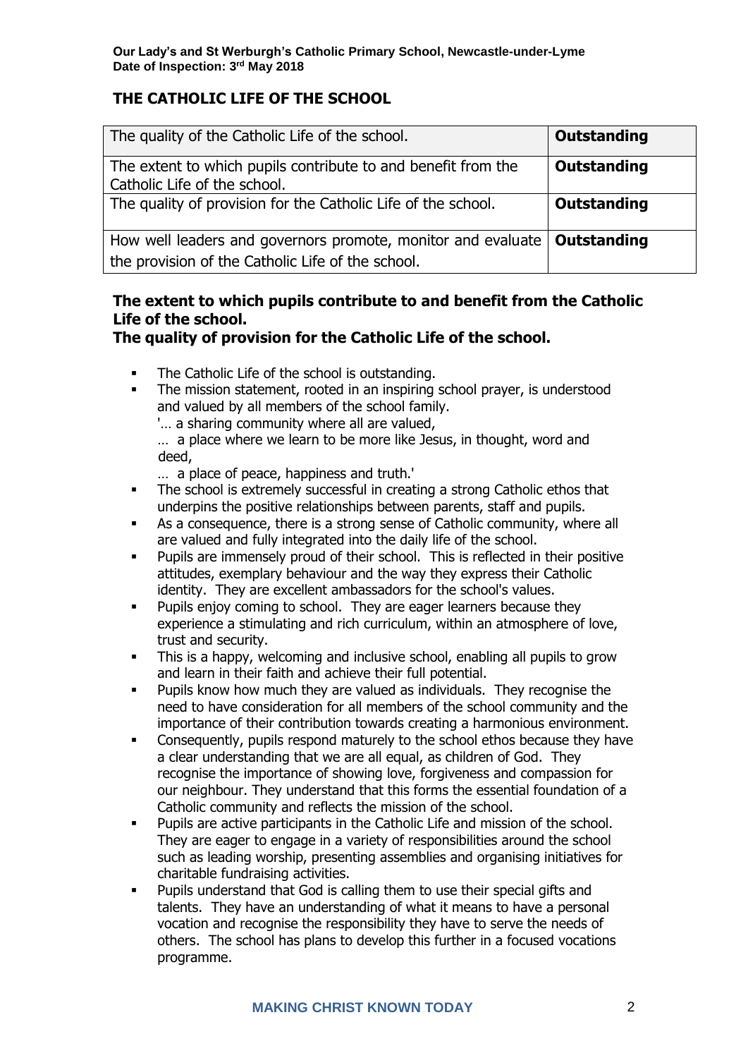## THE CATHOLIC LIFE OF THE SCHOOL

| The quality of the Catholic Life of the school. | **Outstanding** |
|---|---|
| The extent to which pupils contribute to and benefit from the Catholic Life of the school. | **Outstanding** |
| The quality of provision for the Catholic Life of the school. | **Outstanding** |
| How well leaders and governors promote, monitor and evaluate the provision of the Catholic Life of the school. | **Outstanding** |

### The extent to which pupils contribute to and benefit from the Catholic Life of the school.
### The quality of provision for the Catholic Life of the school.

- The Catholic Life of the school is outstanding.
- The mission statement, rooted in an inspiring school prayer, is understood and valued by all members of the school family.
  '… a sharing community where all are valued,
  … a place where we learn to be more like Jesus, in thought, word and deed,
  … a place of peace, happiness and truth.'
- The school is extremely successful in creating a strong Catholic ethos that underpins the positive relationships between parents, staff and pupils.
- As a consequence, there is a strong sense of Catholic community, where all are valued and fully integrated into the daily life of the school.
- Pupils are immensely proud of their school. This is reflected in their positive attitudes, exemplary behaviour and the way they express their Catholic identity. They are excellent ambassadors for the school's values.
- Pupils enjoy coming to school. They are eager learners because they experience a stimulating and rich curriculum, within an atmosphere of love, trust and security.
- This is a happy, welcoming and inclusive school, enabling all pupils to grow and learn in their faith and achieve their full potential.
- Pupils know how much they are valued as individuals. They recognise the need to have consideration for all members of the school community and the importance of their contribution towards creating a harmonious environment.
- Consequently, pupils respond maturely to the school ethos because they have a clear understanding that we are all equal, as children of God. They recognise the importance of showing love, forgiveness and compassion for our neighbour. They understand that this forms the essential foundation of a Catholic community and reflects the mission of the school.
- Pupils are active participants in the Catholic Life and mission of the school. They are eager to engage in a variety of responsibilities around the school such as leading worship, presenting assemblies and organising initiatives for charitable fundraising activities.
- Pupils understand that God is calling them to use their special gifts and talents. They have an understanding of what it means to have a personal vocation and recognise the responsibility they have to serve the needs of others. The school has plans to develop this further in a focused vocations programme.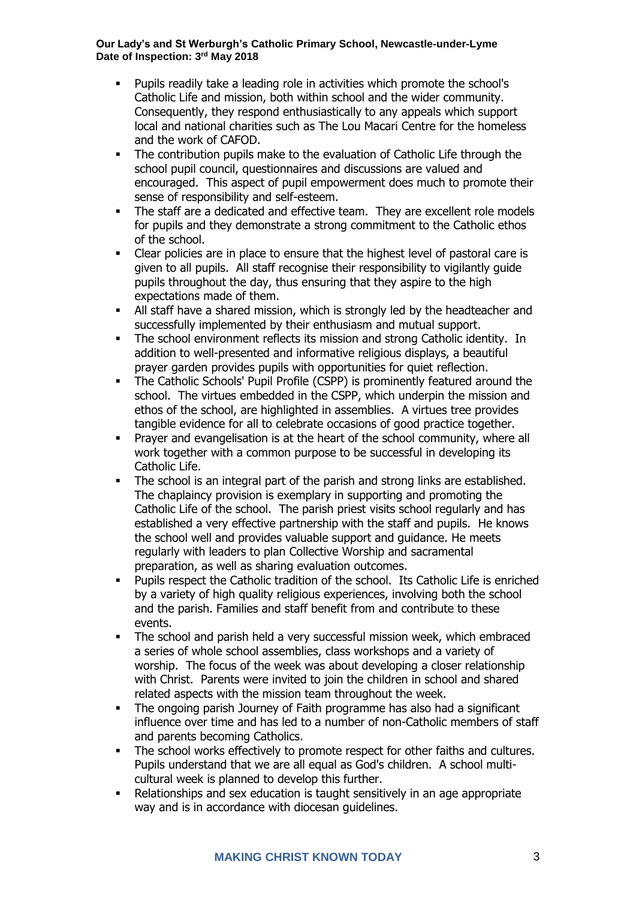- Pupils readily take a leading role in activities which promote the school's Catholic Life and mission, both within school and the wider community. Consequently, they respond enthusiastically to any appeals which support local and national charities such as The Lou Macari Centre for the homeless and the work of CAFOD.
- The contribution pupils make to the evaluation of Catholic Life through the school pupil council, questionnaires and discussions are valued and encouraged. This aspect of pupil empowerment does much to promote their sense of responsibility and self-esteem.
- The staff are a dedicated and effective team. They are excellent role models for pupils and they demonstrate a strong commitment to the Catholic ethos of the school.
- Clear policies are in place to ensure that the highest level of pastoral care is given to all pupils. All staff recognise their responsibility to vigilantly guide pupils throughout the day, thus ensuring that they aspire to the high expectations made of them.
- All staff have a shared mission, which is strongly led by the headteacher and successfully implemented by their enthusiasm and mutual support.
- The school environment reflects its mission and strong Catholic identity. In addition to well-presented and informative religious displays, a beautiful prayer garden provides pupils with opportunities for quiet reflection.
- The Catholic Schools' Pupil Profile (CSPP) is prominently featured around the school. The virtues embedded in the CSPP, which underpin the mission and ethos of the school, are highlighted in assemblies. A virtues tree provides tangible evidence for all to celebrate occasions of good practice together.
- Prayer and evangelisation is at the heart of the school community, where all work together with a common purpose to be successful in developing its Catholic Life.
- The school is an integral part of the parish and strong links are established. The chaplaincy provision is exemplary in supporting and promoting the Catholic Life of the school. The parish priest visits school regularly and has established a very effective partnership with the staff and pupils. He knows the school well and provides valuable support and guidance. He meets regularly with leaders to plan Collective Worship and sacramental preparation, as well as sharing evaluation outcomes.
- Pupils respect the Catholic tradition of the school. Its Catholic Life is enriched by a variety of high quality religious experiences, involving both the school and the parish. Families and staff benefit from and contribute to these events.
- The school and parish held a very successful mission week, which embraced a series of whole school assemblies, class workshops and a variety of worship. The focus of the week was about developing a closer relationship with Christ. Parents were invited to join the children in school and shared related aspects with the mission team throughout the week.
- The ongoing parish Journey of Faith programme has also had a significant influence over time and has led to a number of non-Catholic members of staff and parents becoming Catholics.
- The school works effectively to promote respect for other faiths and cultures. Pupils understand that we are all equal as God's children. A school multi-cultural week is planned to develop this further.
- Relationships and sex education is taught sensitively in an age appropriate way and is in accordance with diocesan guidelines.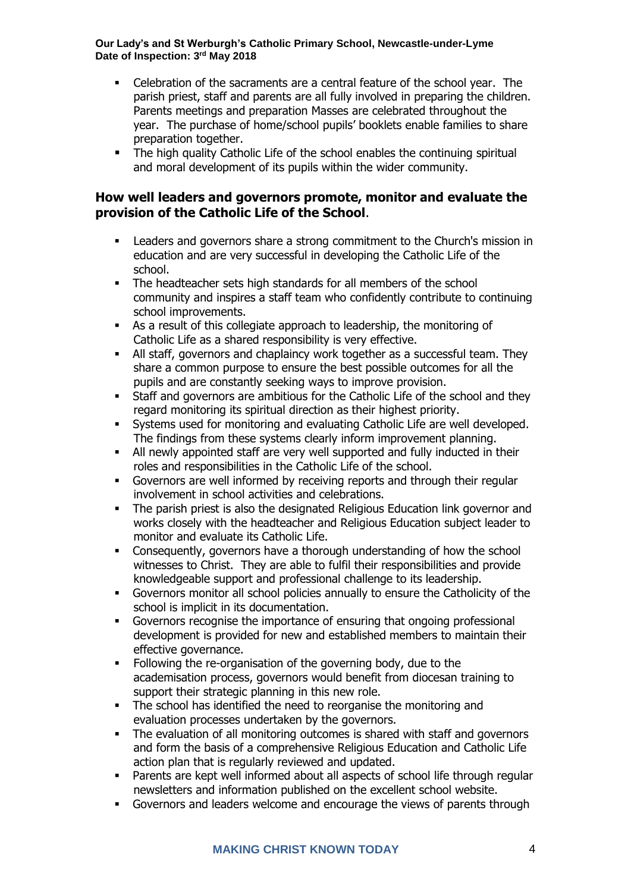- Celebration of the sacraments are a central feature of the school year. The parish priest, staff and parents are all fully involved in preparing the children. Parents meetings and preparation Masses are celebrated throughout the year. The purchase of home/school pupils' booklets enable families to share preparation together.
- The high quality Catholic Life of the school enables the continuing spiritual and moral development of its pupils within the wider community.

## How well leaders and governors promote, monitor and evaluate the provision of the Catholic Life of the School.

- Leaders and governors share a strong commitment to the Church's mission in education and are very successful in developing the Catholic Life of the school.
- The headteacher sets high standards for all members of the school community and inspires a staff team who confidently contribute to continuing school improvements.
- As a result of this collegiate approach to leadership, the monitoring of Catholic Life as a shared responsibility is very effective.
- All staff, governors and chaplaincy work together as a successful team. They share a common purpose to ensure the best possible outcomes for all the pupils and are constantly seeking ways to improve provision.
- Staff and governors are ambitious for the Catholic Life of the school and they regard monitoring its spiritual direction as their highest priority.
- Systems used for monitoring and evaluating Catholic Life are well developed. The findings from these systems clearly inform improvement planning.
- All newly appointed staff are very well supported and fully inducted in their roles and responsibilities in the Catholic Life of the school.
- Governors are well informed by receiving reports and through their regular involvement in school activities and celebrations.
- The parish priest is also the designated Religious Education link governor and works closely with the headteacher and Religious Education subject leader to monitor and evaluate its Catholic Life.
- Consequently, governors have a thorough understanding of how the school witnesses to Christ. They are able to fulfil their responsibilities and provide knowledgeable support and professional challenge to its leadership.
- Governors monitor all school policies annually to ensure the Catholicity of the school is implicit in its documentation.
- Governors recognise the importance of ensuring that ongoing professional development is provided for new and established members to maintain their effective governance.
- Following the re-organisation of the governing body, due to the academisation process, governors would benefit from diocesan training to support their strategic planning in this new role.
- The school has identified the need to reorganise the monitoring and evaluation processes undertaken by the governors.
- The evaluation of all monitoring outcomes is shared with staff and governors and form the basis of a comprehensive Religious Education and Catholic Life action plan that is regularly reviewed and updated.
- Parents are kept well informed about all aspects of school life through regular newsletters and information published on the excellent school website.
- Governors and leaders welcome and encourage the views of parents through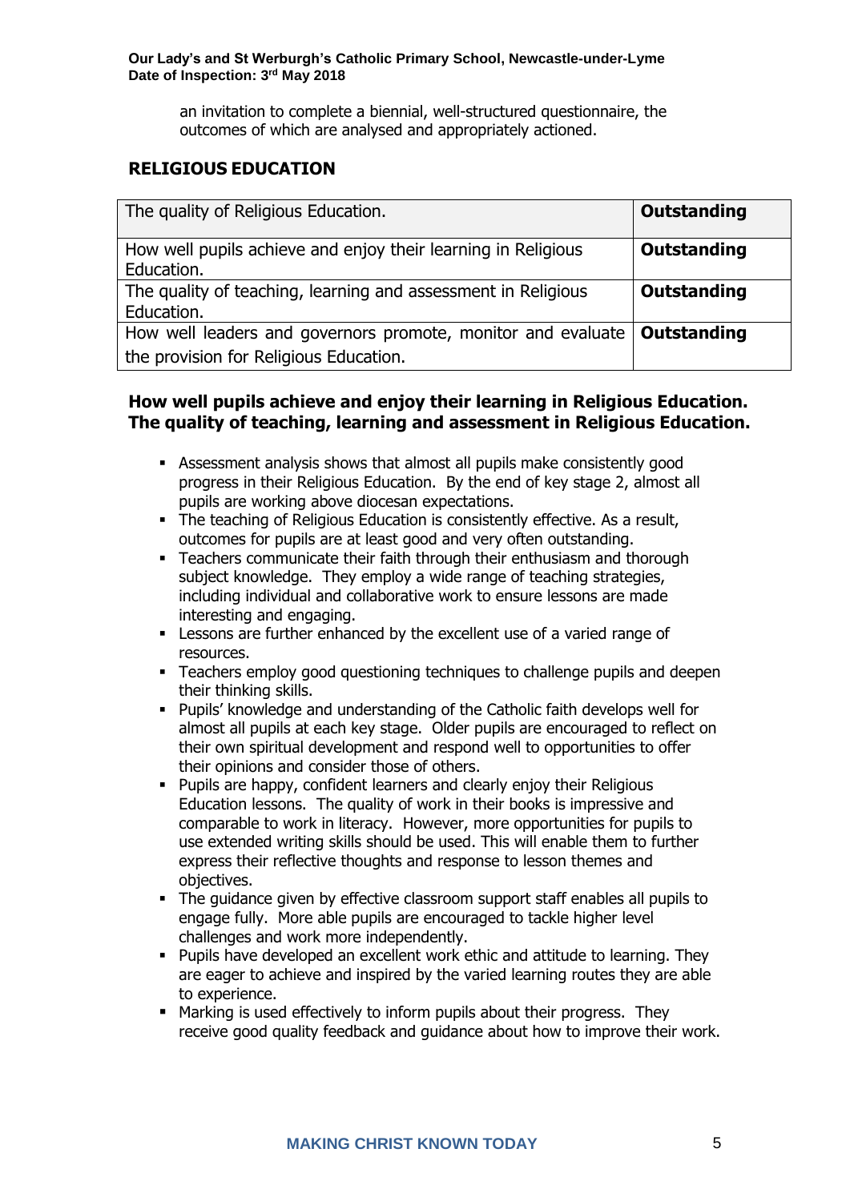an invitation to complete a biennial, well-structured questionnaire, the outcomes of which are analysed and appropriately actioned.

## RELIGIOUS EDUCATION

| The quality of Religious Education. | **Outstanding** |
|---|---|
| How well pupils achieve and enjoy their learning in Religious Education. | **Outstanding** |
| The quality of teaching, learning and assessment in Religious Education. | **Outstanding** |
| How well leaders and governors promote, monitor and evaluate the provision for Religious Education. | **Outstanding** |

### How well pupils achieve and enjoy their learning in Religious Education. The quality of teaching, learning and assessment in Religious Education.

- Assessment analysis shows that almost all pupils make consistently good progress in their Religious Education. By the end of key stage 2, almost all pupils are working above diocesan expectations.
- The teaching of Religious Education is consistently effective. As a result, outcomes for pupils are at least good and very often outstanding.
- Teachers communicate their faith through their enthusiasm and thorough subject knowledge. They employ a wide range of teaching strategies, including individual and collaborative work to ensure lessons are made interesting and engaging.
- Lessons are further enhanced by the excellent use of a varied range of resources.
- Teachers employ good questioning techniques to challenge pupils and deepen their thinking skills.
- Pupils' knowledge and understanding of the Catholic faith develops well for almost all pupils at each key stage. Older pupils are encouraged to reflect on their own spiritual development and respond well to opportunities to offer their opinions and consider those of others.
- Pupils are happy, confident learners and clearly enjoy their Religious Education lessons. The quality of work in their books is impressive and comparable to work in literacy. However, more opportunities for pupils to use extended writing skills should be used. This will enable them to further express their reflective thoughts and response to lesson themes and objectives.
- The guidance given by effective classroom support staff enables all pupils to engage fully. More able pupils are encouraged to tackle higher level challenges and work more independently.
- Pupils have developed an excellent work ethic and attitude to learning. They are eager to achieve and inspired by the varied learning routes they are able to experience.
- Marking is used effectively to inform pupils about their progress. They receive good quality feedback and guidance about how to improve their work.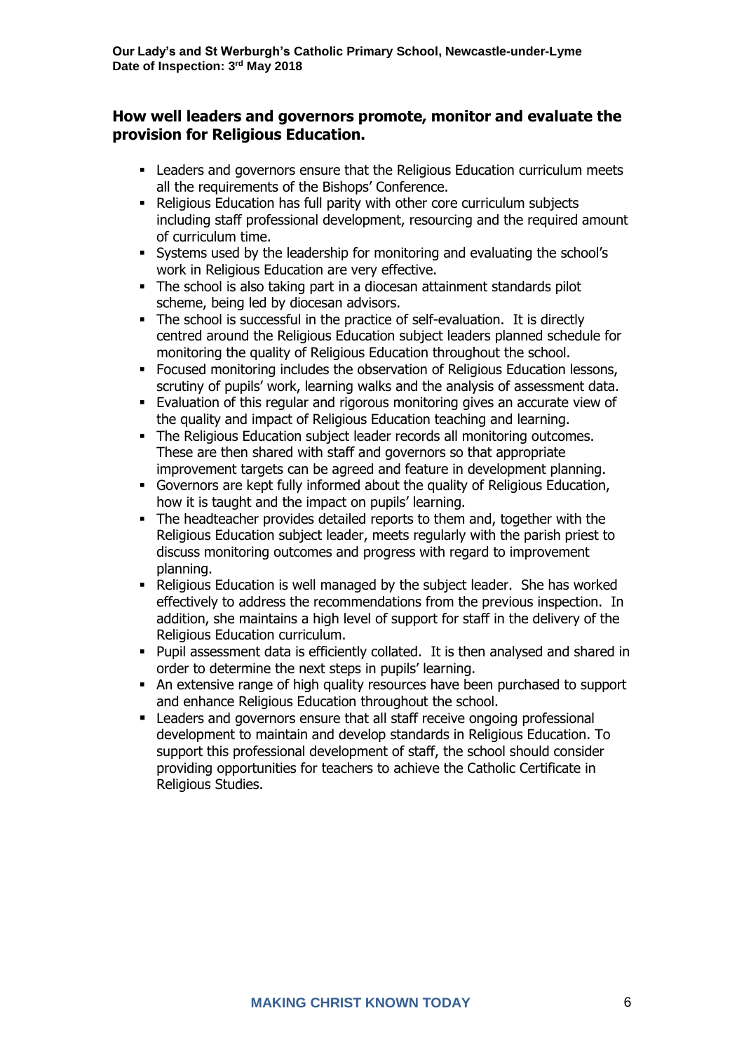## How well leaders and governors promote, monitor and evaluate the provision for Religious Education.

- Leaders and governors ensure that the Religious Education curriculum meets all the requirements of the Bishops' Conference.
- Religious Education has full parity with other core curriculum subjects including staff professional development, resourcing and the required amount of curriculum time.
- Systems used by the leadership for monitoring and evaluating the school's work in Religious Education are very effective.
- The school is also taking part in a diocesan attainment standards pilot scheme, being led by diocesan advisors.
- The school is successful in the practice of self-evaluation. It is directly centred around the Religious Education subject leaders planned schedule for monitoring the quality of Religious Education throughout the school.
- Focused monitoring includes the observation of Religious Education lessons, scrutiny of pupils' work, learning walks and the analysis of assessment data.
- Evaluation of this regular and rigorous monitoring gives an accurate view of the quality and impact of Religious Education teaching and learning.
- The Religious Education subject leader records all monitoring outcomes. These are then shared with staff and governors so that appropriate improvement targets can be agreed and feature in development planning.
- Governors are kept fully informed about the quality of Religious Education, how it is taught and the impact on pupils' learning.
- The headteacher provides detailed reports to them and, together with the Religious Education subject leader, meets regularly with the parish priest to discuss monitoring outcomes and progress with regard to improvement planning.
- Religious Education is well managed by the subject leader. She has worked effectively to address the recommendations from the previous inspection. In addition, she maintains a high level of support for staff in the delivery of the Religious Education curriculum.
- Pupil assessment data is efficiently collated. It is then analysed and shared in order to determine the next steps in pupils' learning.
- An extensive range of high quality resources have been purchased to support and enhance Religious Education throughout the school.
- Leaders and governors ensure that all staff receive ongoing professional development to maintain and develop standards in Religious Education. To support this professional development of staff, the school should consider providing opportunities for teachers to achieve the Catholic Certificate in Religious Studies.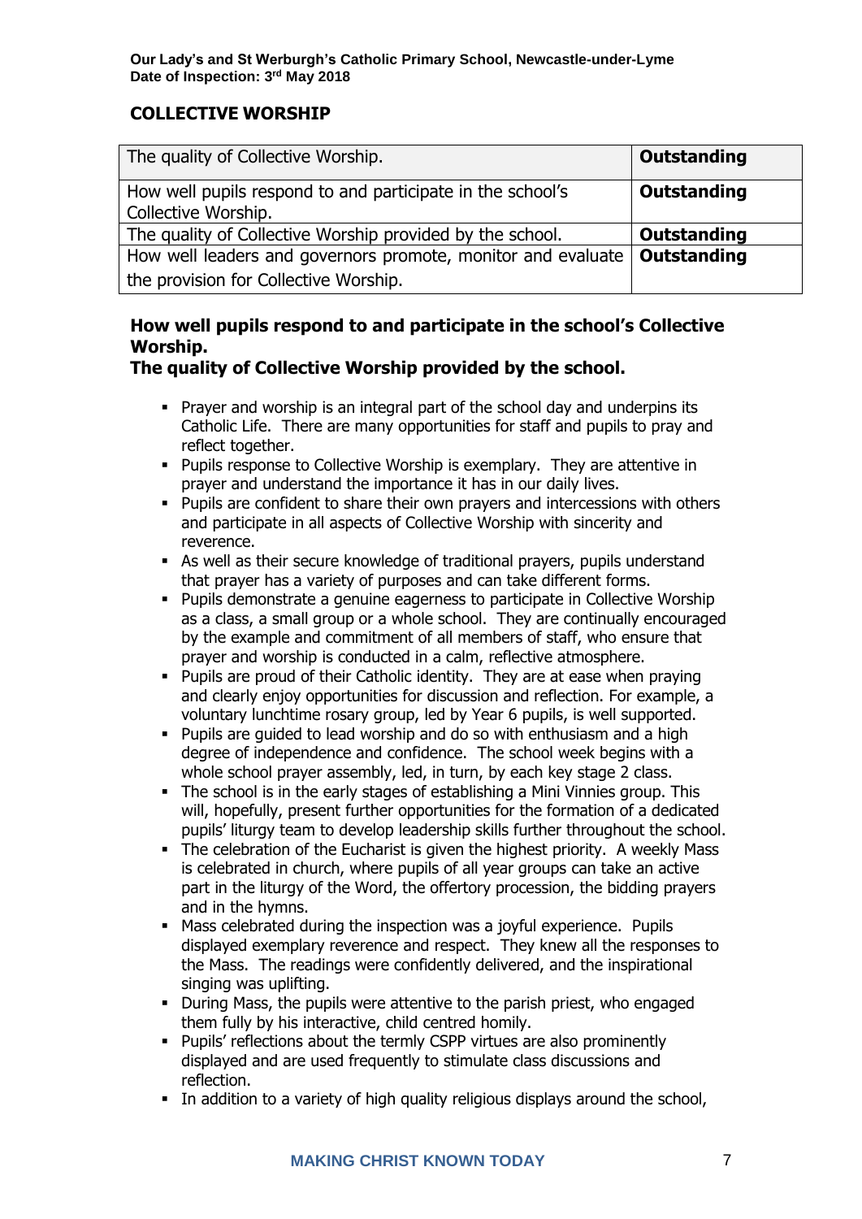## COLLECTIVE WORSHIP

| The quality of Collective Worship. | **Outstanding** |
|---|---|
| How well pupils respond to and participate in the school's Collective Worship. | **Outstanding** |
| The quality of Collective Worship provided by the school. | **Outstanding** |
| How well leaders and governors promote, monitor and evaluate the provision for Collective Worship. | **Outstanding** |

### How well pupils respond to and participate in the school's Collective Worship.
### The quality of Collective Worship provided by the school.

- Prayer and worship is an integral part of the school day and underpins its Catholic Life. There are many opportunities for staff and pupils to pray and reflect together.
- Pupils response to Collective Worship is exemplary. They are attentive in prayer and understand the importance it has in our daily lives.
- Pupils are confident to share their own prayers and intercessions with others and participate in all aspects of Collective Worship with sincerity and reverence.
- As well as their secure knowledge of traditional prayers, pupils understand that prayer has a variety of purposes and can take different forms.
- Pupils demonstrate a genuine eagerness to participate in Collective Worship as a class, a small group or a whole school. They are continually encouraged by the example and commitment of all members of staff, who ensure that prayer and worship is conducted in a calm, reflective atmosphere.
- Pupils are proud of their Catholic identity. They are at ease when praying and clearly enjoy opportunities for discussion and reflection. For example, a voluntary lunchtime rosary group, led by Year 6 pupils, is well supported.
- Pupils are guided to lead worship and do so with enthusiasm and a high degree of independence and confidence. The school week begins with a whole school prayer assembly, led, in turn, by each key stage 2 class.
- The school is in the early stages of establishing a Mini Vinnies group. This will, hopefully, present further opportunities for the formation of a dedicated pupils' liturgy team to develop leadership skills further throughout the school.
- The celebration of the Eucharist is given the highest priority. A weekly Mass is celebrated in church, where pupils of all year groups can take an active part in the liturgy of the Word, the offertory procession, the bidding prayers and in the hymns.
- Mass celebrated during the inspection was a joyful experience. Pupils displayed exemplary reverence and respect. They knew all the responses to the Mass. The readings were confidently delivered, and the inspirational singing was uplifting.
- During Mass, the pupils were attentive to the parish priest, who engaged them fully by his interactive, child centred homily.
- Pupils' reflections about the termly CSPP virtues are also prominently displayed and are used frequently to stimulate class discussions and reflection.
- In addition to a variety of high quality religious displays around the school,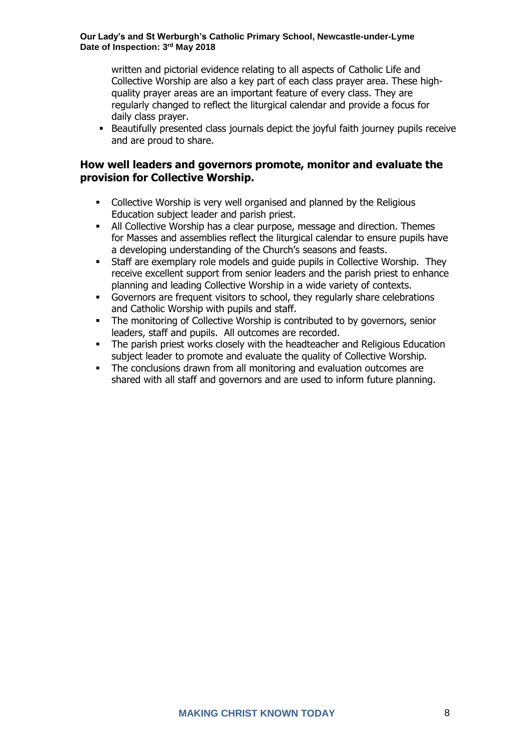written and pictorial evidence relating to all aspects of Catholic Life and Collective Worship are also a key part of each class prayer area. These high-quality prayer areas are an important feature of every class. They are regularly changed to reflect the liturgical calendar and provide a focus for daily class prayer.

- Beautifully presented class journals depict the joyful faith journey pupils receive and are proud to share.

## How well leaders and governors promote, monitor and evaluate the provision for Collective Worship.

- Collective Worship is very well organised and planned by the Religious Education subject leader and parish priest.
- All Collective Worship has a clear purpose, message and direction. Themes for Masses and assemblies reflect the liturgical calendar to ensure pupils have a developing understanding of the Church's seasons and feasts.
- Staff are exemplary role models and guide pupils in Collective Worship. They receive excellent support from senior leaders and the parish priest to enhance planning and leading Collective Worship in a wide variety of contexts.
- Governors are frequent visitors to school, they regularly share celebrations and Catholic Worship with pupils and staff.
- The monitoring of Collective Worship is contributed to by governors, senior leaders, staff and pupils. All outcomes are recorded.
- The parish priest works closely with the headteacher and Religious Education subject leader to promote and evaluate the quality of Collective Worship.
- The conclusions drawn from all monitoring and evaluation outcomes are shared with all staff and governors and are used to inform future planning.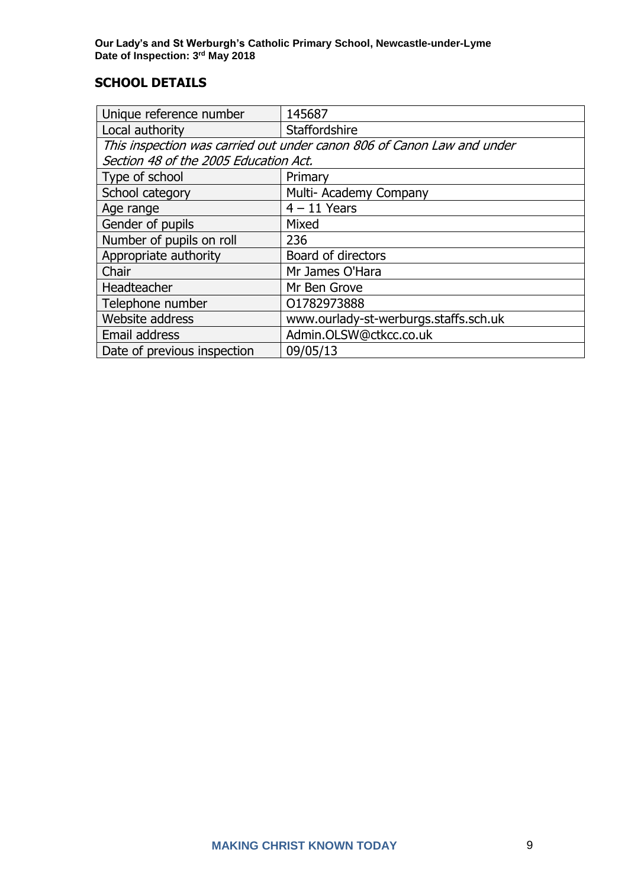## SCHOOL DETAILS

| Unique reference number | 145687 |
|---|---|
| Local authority | Staffordshire |
| *This inspection was carried out under canon 806 of Canon Law and under Section 48 of the 2005 Education Act.* | |
| Type of school | Primary |
| School category | Multi- Academy Company |
| Age range | 4 – 11 Years |
| Gender of pupils | Mixed |
| Number of pupils on roll | 236 |
| Appropriate authority | Board of directors |
| Chair | Mr James O'Hara |
| Headteacher | Mr Ben Grove |
| Telephone number | O1782973888 |
| Website address | www.ourlady-st-werburgs.staffs.sch.uk |
| Email address | Admin.OLSW@ctkcc.co.uk |
| Date of previous inspection | 09/05/13 |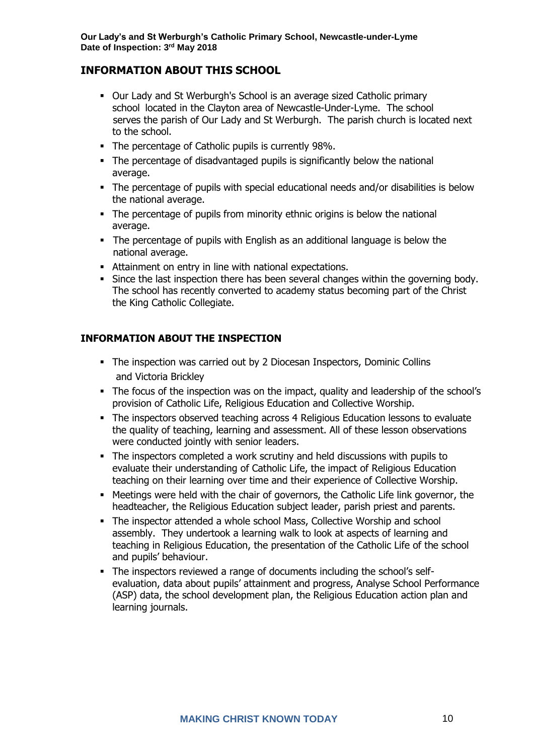## INFORMATION ABOUT THIS SCHOOL

- Our Lady and St Werburgh's School is an average sized Catholic primary school located in the Clayton area of Newcastle-Under-Lyme. The school serves the parish of Our Lady and St Werburgh. The parish church is located next to the school.
- The percentage of Catholic pupils is currently 98%.
- The percentage of disadvantaged pupils is significantly below the national average.
- The percentage of pupils with special educational needs and/or disabilities is below the national average.
- The percentage of pupils from minority ethnic origins is below the national average.
- The percentage of pupils with English as an additional language is below the national average.
- Attainment on entry in line with national expectations.
- Since the last inspection there has been several changes within the governing body. The school has recently converted to academy status becoming part of the Christ the King Catholic Collegiate.

## INFORMATION ABOUT THE INSPECTION

- The inspection was carried out by 2 Diocesan Inspectors, Dominic Collins and Victoria Brickley
- The focus of the inspection was on the impact, quality and leadership of the school's provision of Catholic Life, Religious Education and Collective Worship.
- The inspectors observed teaching across 4 Religious Education lessons to evaluate the quality of teaching, learning and assessment. All of these lesson observations were conducted jointly with senior leaders.
- The inspectors completed a work scrutiny and held discussions with pupils to evaluate their understanding of Catholic Life, the impact of Religious Education teaching on their learning over time and their experience of Collective Worship.
- Meetings were held with the chair of governors, the Catholic Life link governor, the headteacher, the Religious Education subject leader, parish priest and parents.
- The inspector attended a whole school Mass, Collective Worship and school assembly. They undertook a learning walk to look at aspects of learning and teaching in Religious Education, the presentation of the Catholic Life of the school and pupils' behaviour.
- The inspectors reviewed a range of documents including the school's self-evaluation, data about pupils' attainment and progress, Analyse School Performance (ASP) data, the school development plan, the Religious Education action plan and learning journals.